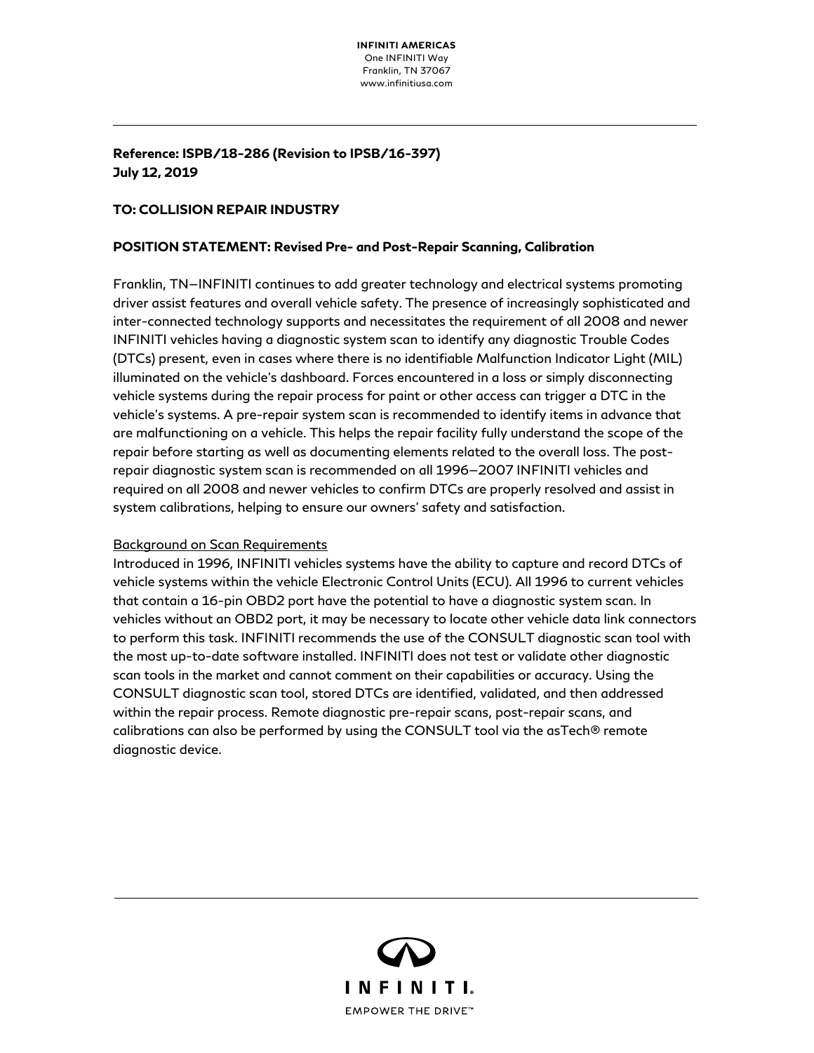**INFINITI AMERICAS**
One INFINITI Way
Franklin, TN 37067
www.infinitiusa.com

**Reference: ISPB/18-286 (Revision to IPSB/16-397)**
**July 12, 2019**

**TO: COLLISION REPAIR INDUSTRY**

**POSITION STATEMENT: Revised Pre- and Post-Repair Scanning, Calibration**

Franklin, TN—INFINITI continues to add greater technology and electrical systems promoting driver assist features and overall vehicle safety. The presence of increasingly sophisticated and inter-connected technology supports and necessitates the requirement of all 2008 and newer INFINITI vehicles having a diagnostic system scan to identify any diagnostic Trouble Codes (DTCs) present, even in cases where there is no identifiable Malfunction Indicator Light (MIL) illuminated on the vehicle's dashboard. Forces encountered in a loss or simply disconnecting vehicle systems during the repair process for paint or other access can trigger a DTC in the vehicle's systems. A pre-repair system scan is recommended to identify items in advance that are malfunctioning on a vehicle. This helps the repair facility fully understand the scope of the repair before starting as well as documenting elements related to the overall loss. The post-repair diagnostic system scan is recommended on all 1996–2007 INFINITI vehicles and required on all 2008 and newer vehicles to confirm DTCs are properly resolved and assist in system calibrations, helping to ensure our owners' safety and satisfaction.

Background on Scan Requirements

Introduced in 1996, INFINITI vehicles systems have the ability to capture and record DTCs of vehicle systems within the vehicle Electronic Control Units (ECU). All 1996 to current vehicles that contain a 16-pin OBD2 port have the potential to have a diagnostic system scan. In vehicles without an OBD2 port, it may be necessary to locate other vehicle data link connectors to perform this task. INFINITI recommends the use of the CONSULT diagnostic scan tool with the most up-to-date software installed. INFINITI does not test or validate other diagnostic scan tools in the market and cannot comment on their capabilities or accuracy. Using the CONSULT diagnostic scan tool, stored DTCs are identified, validated, and then addressed within the repair process. Remote diagnostic pre-repair scans, post-repair scans, and calibrations can also be performed by using the CONSULT tool via the asTech® remote diagnostic device.

INFINITI.
EMPOWER THE DRIVE™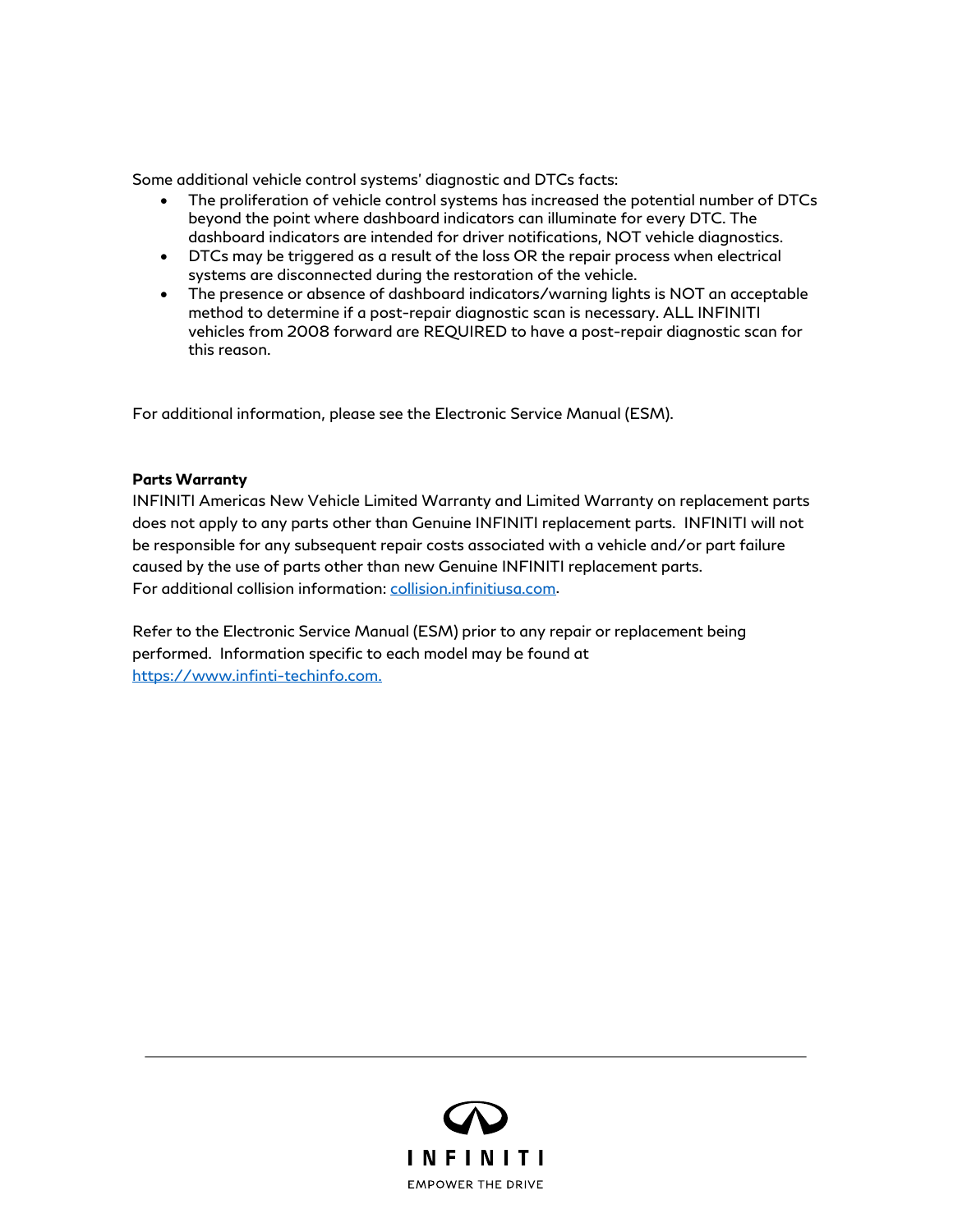Some additional vehicle control systems' diagnostic and DTCs facts:

- The proliferation of vehicle control systems has increased the potential number of DTCs beyond the point where dashboard indicators can illuminate for every DTC. The dashboard indicators are intended for driver notifications, NOT vehicle diagnostics.
- DTCs may be triggered as a result of the loss OR the repair process when electrical systems are disconnected during the restoration of the vehicle.
- The presence or absence of dashboard indicators/warning lights is NOT an acceptable method to determine if a post-repair diagnostic scan is necessary. ALL INFINITI vehicles from 2008 forward are REQUIRED to have a post-repair diagnostic scan for this reason.

For additional information, please see the Electronic Service Manual (ESM).

**Parts Warranty**

INFINITI Americas New Vehicle Limited Warranty and Limited Warranty on replacement parts does not apply to any parts other than Genuine INFINITI replacement parts. INFINITI will not be responsible for any subsequent repair costs associated with a vehicle and/or part failure caused by the use of parts other than new Genuine INFINITI replacement parts.
For additional collision information: [collision.infinitiusa.com](collision.infinitiusa.com).

Refer to the Electronic Service Manual (ESM) prior to any repair or replacement being performed. Information specific to each model may be found at [https://www.infinti-techinfo.com.](https://www.infinti-techinfo.com.)

INFINITI

EMPOWER THE DRIVE